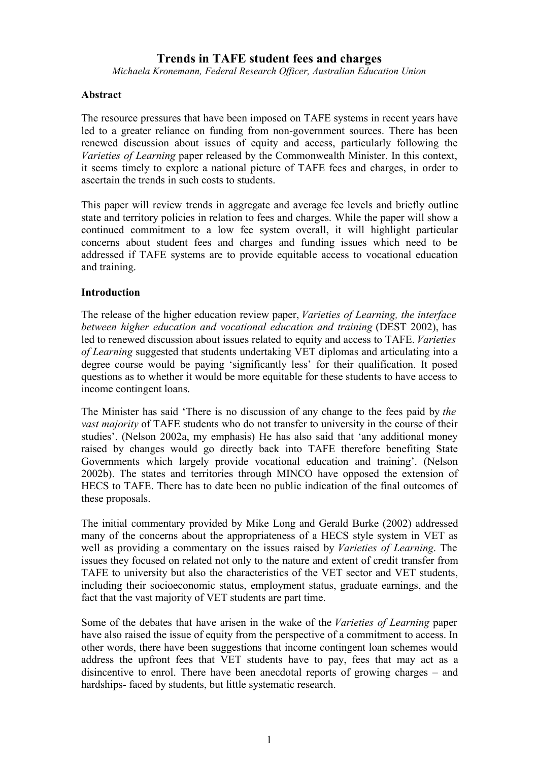# Trends in TAFE student fees and charges

*Michaela Kronemann, Federal Research Officer, Australian Education Union*

**Abstract**

The resource pressures that have been imposed on TAFE systems in recent years have led to a greater reliance on funding from non-government sources. There has been renewed discussion about issues of equity and access, particularly following the *Varieties of Learning* paper released by the Commonwealth Minister. In this context, it seems timely to explore a national picture of TAFE fees and charges, in order to ascertain the trends in such costs to students.

This paper will review trends in aggregate and average fee levels and briefly outline state and territory policies in relation to fees and charges. While the paper will show a continued commitment to a low fee system overall, it will highlight particular concerns about student fees and charges and funding issues which need to be addressed if TAFE systems are to provide equitable access to vocational education and training.

**Introduction**

The release of the higher education review paper, *Varieties of Learning, the interface between higher education and vocational education and training* (DEST 2002), has led to renewed discussion about issues related to equity and access to TAFE. *Varieties of Learning* suggested that students undertaking VET diplomas and articulating into a degree course would be paying 'significantly less' for their qualification. It posed questions as to whether it would be more equitable for these students to have access to income contingent loans.

The Minister has said 'There is no discussion of any change to the fees paid by *the vast majority* of TAFE students who do not transfer to university in the course of their studies'. (Nelson 2002a, my emphasis) He has also said that 'any additional money raised by changes would go directly back into TAFE therefore benefiting State Governments which largely provide vocational education and training'. (Nelson 2002b). The states and territories through MINCO have opposed the extension of HECS to TAFE. There has to date been no public indication of the final outcomes of these proposals.

The initial commentary provided by Mike Long and Gerald Burke (2002) addressed many of the concerns about the appropriateness of a HECS style system in VET as well as providing a commentary on the issues raised by *Varieties of Learning*. The issues they focused on related not only to the nature and extent of credit transfer from TAFE to university but also the characteristics of the VET sector and VET students, including their socioeconomic status, employment status, graduate earnings, and the fact that the vast majority of VET students are part time.

Some of the debates that have arisen in the wake of the *Varieties of Learning* paper have also raised the issue of equity from the perspective of a commitment to access. In other words, there have been suggestions that income contingent loan schemes would address the upfront fees that VET students have to pay, fees that may act as a disincentive to enrol. There have been anecdotal reports of growing charges – and hardships- faced by students, but little systematic research.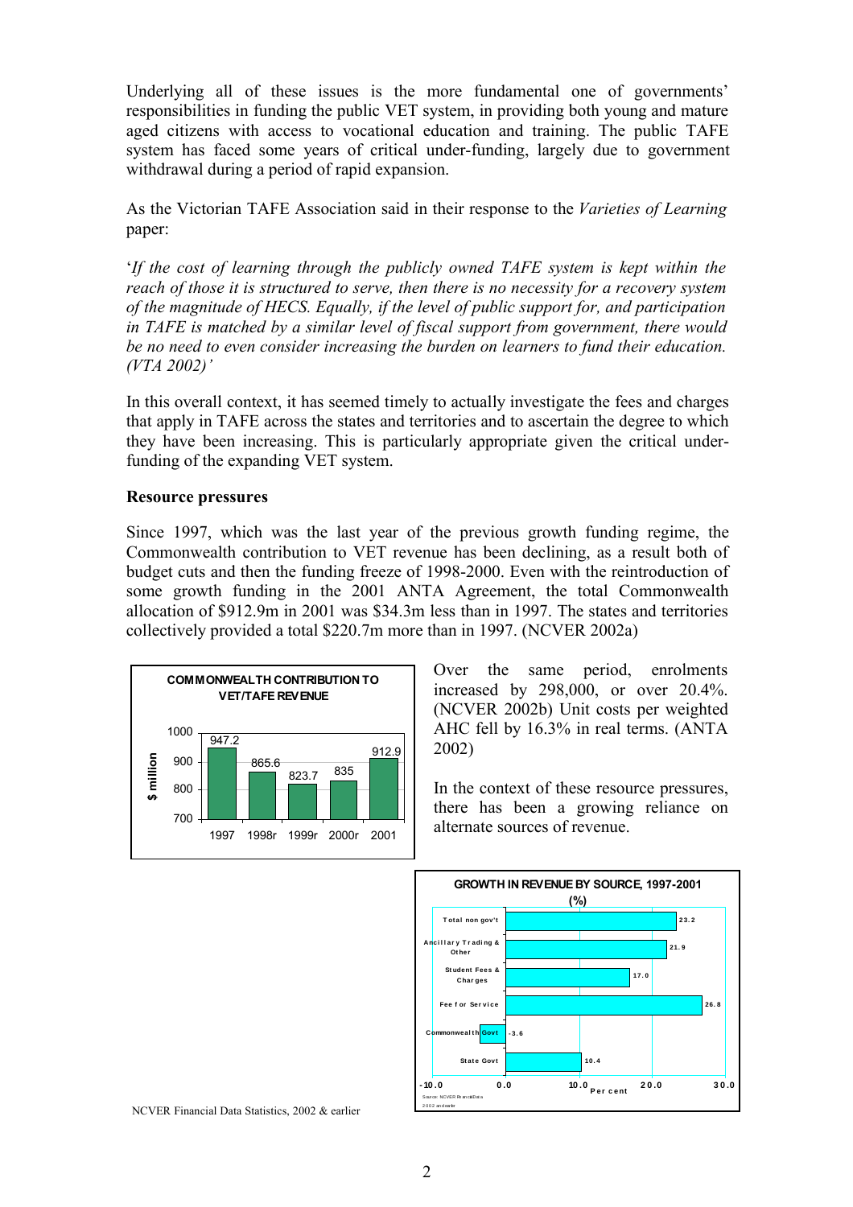Underlying all of these issues is the more fundamental one of governments' responsibilities in funding the public VET system, in providing both young and mature aged citizens with access to vocational education and training. The public TAFE system has faced some years of critical under-funding, largely due to government withdrawal during a period of rapid expansion.

As the Victorian TAFE Association said in their response to the *Varieties of Learning* paper:

'*If the cost of learning through the publicly owned TAFE system is kept within the reach of those it is structured to serve, then there is no necessity for a recovery system of the magnitude of HECS. Equally, if the level of public support for, and participation in TAFE is matched by a similar level of fiscal support from government, there would be no need to even consider increasing the burden on learners to fund their education. (VTA 2002)'*

In this overall context, it has seemed timely to actually investigate the fees and charges that apply in TAFE across the states and territories and to ascertain the degree to which they have been increasing. This is particularly appropriate given the critical under-funding of the expanding VET system.

**Resource pressures**

Since 1997, which was the last year of the previous growth funding regime, the Commonwealth contribution to VET revenue has been declining, as a result both of budget cuts and then the funding freeze of 1998-2000. Even with the reintroduction of some growth funding in the 2001 ANTA Agreement, the total Commonwealth allocation of \$912.9m in 2001 was \$34.3m less than in 1997. The states and territories collectively provided a total \$220.7m more than in 1997. (NCVER 2002a)

**COMMONWEALTH CONTRIBUTION TO VET/TAFE REVENUE**

| Year | \$ million |
|---|---|
| 1997 | 947.2 |
| 1998r | 865.6 |
| 1999r | 823.7 |
| 2000r | 835 |
| 2001 | 912.9 |

Over the same period, enrolments increased by 298,000, or over 20.4%. (NCVER 2002b) Unit costs per weighted AHC fell by 16.3% in real terms. (ANTA 2002)

In the context of these resource pressures, there has been a growing reliance on alternate sources of revenue.

**GROWTH IN REVENUE BY SOURCE, 1997-2001 (%)**

| Source | Per cent |
|---|---|
| Total non gov't | 23.2 |
| Ancillary Trading & Other | 21.9 |
| Student Fees & Charges | 17.0 |
| Fee for Service | 26.8 |
| Commonwealth Govt | -3.6 |
| State Govt | 10.4 |

Source: NCVER Financial Data 2002 and earlier

NCVER Financial Data Statistics, 2002 & earlier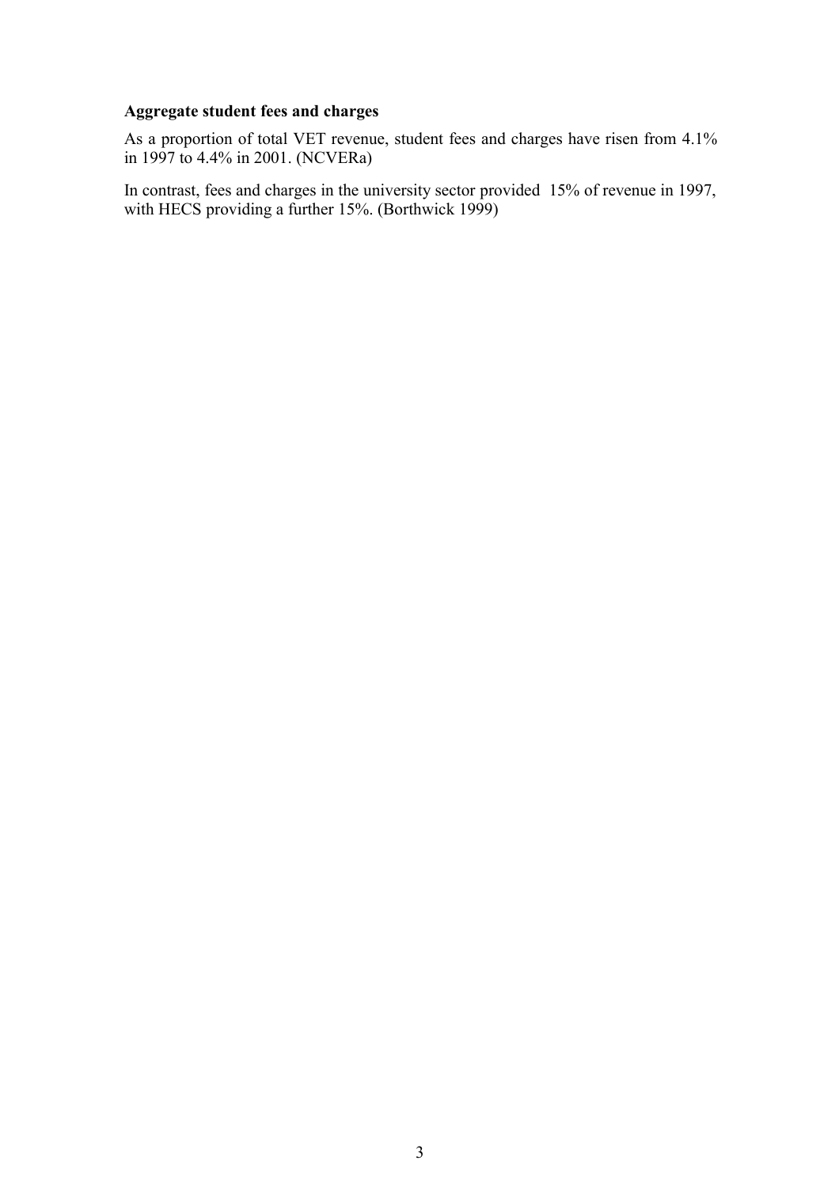**Aggregate student fees and charges**

As a proportion of total VET revenue, student fees and charges have risen from 4.1% in 1997 to 4.4% in 2001. (NCVERa)

In contrast, fees and charges in the university sector provided 15% of revenue in 1997, with HECS providing a further 15%. (Borthwick 1999)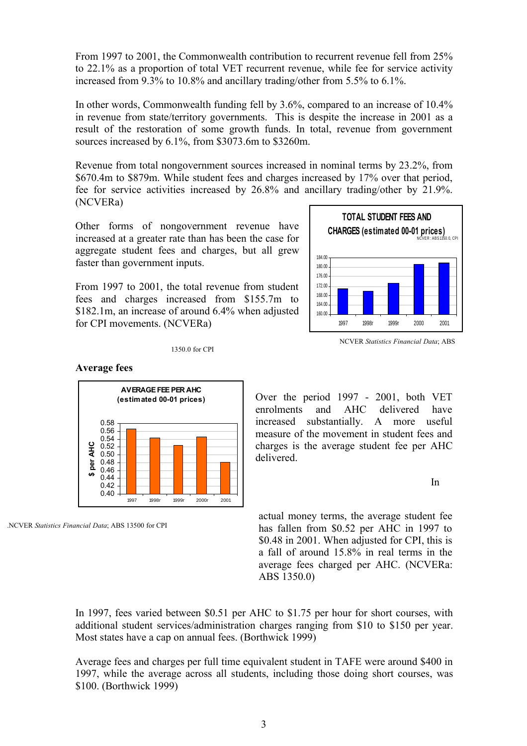From 1997 to 2001, the Commonwealth contribution to recurrent revenue fell from 25% to 22.1% as a proportion of total VET recurrent revenue, while fee for service activity increased from 9.3% to 10.8% and ancillary trading/other from 5.5% to 6.1%.

In other words, Commonwealth funding fell by 3.6%, compared to an increase of 10.4% in revenue from state/territory governments. This is despite the increase in 2001 as a result of the restoration of some growth funds. In total, revenue from government sources increased by 6.1%, from $3073.6m to $3260m.

Revenue from total nongovernment sources increased in nominal terms by 23.2%, from $670.4m to $879m. While student fees and charges increased by 17% over that period, fee for service activities increased by 26.8% and ancillary trading/other by 21.9%. (NCVERa)

Other forms of nongovernment revenue have increased at a greater rate than has been the case for aggregate student fees and charges, but all grew faster than government inputs.

From 1997 to 2001, the total revenue from student fees and charges increased from $155.7m to $182.1m, an increase of around 6.4% when adjusted for CPI movements. (NCVERa)

**TOTAL STUDENT FEES AND CHARGES (estimated 00-01 prices)**
NCVER : ABS1350.0, CPI

NCVER *Statistics Financial Data*; ABS 1350.0 for CPI

## Average fees

**AVERAGE FEE PER AHC (estimated 00-01 prices)**

.NCVER *Statistics Financial Data*; ABS 13500 for CPI

Over the period 1997 - 2001, both VET enrolments and AHC delivered have increased substantially. A more useful measure of the movement in student fees and charges is the average student fee per AHC delivered.

In actual money terms, the average student fee has fallen from $0.52 per AHC in 1997 to $0.48 in 2001. When adjusted for CPI, this is a fall of around 15.8% in real terms in the average fees charged per AHC. (NCVERa: ABS 1350.0)

In 1997, fees varied between $0.51 per AHC to $1.75 per hour for short courses, with additional student services/administration charges ranging from $10 to $150 per year. Most states have a cap on annual fees. (Borthwick 1999)

Average fees and charges per full time equivalent student in TAFE were around $400 in 1997, while the average across all students, including those doing short courses, was $100. (Borthwick 1999)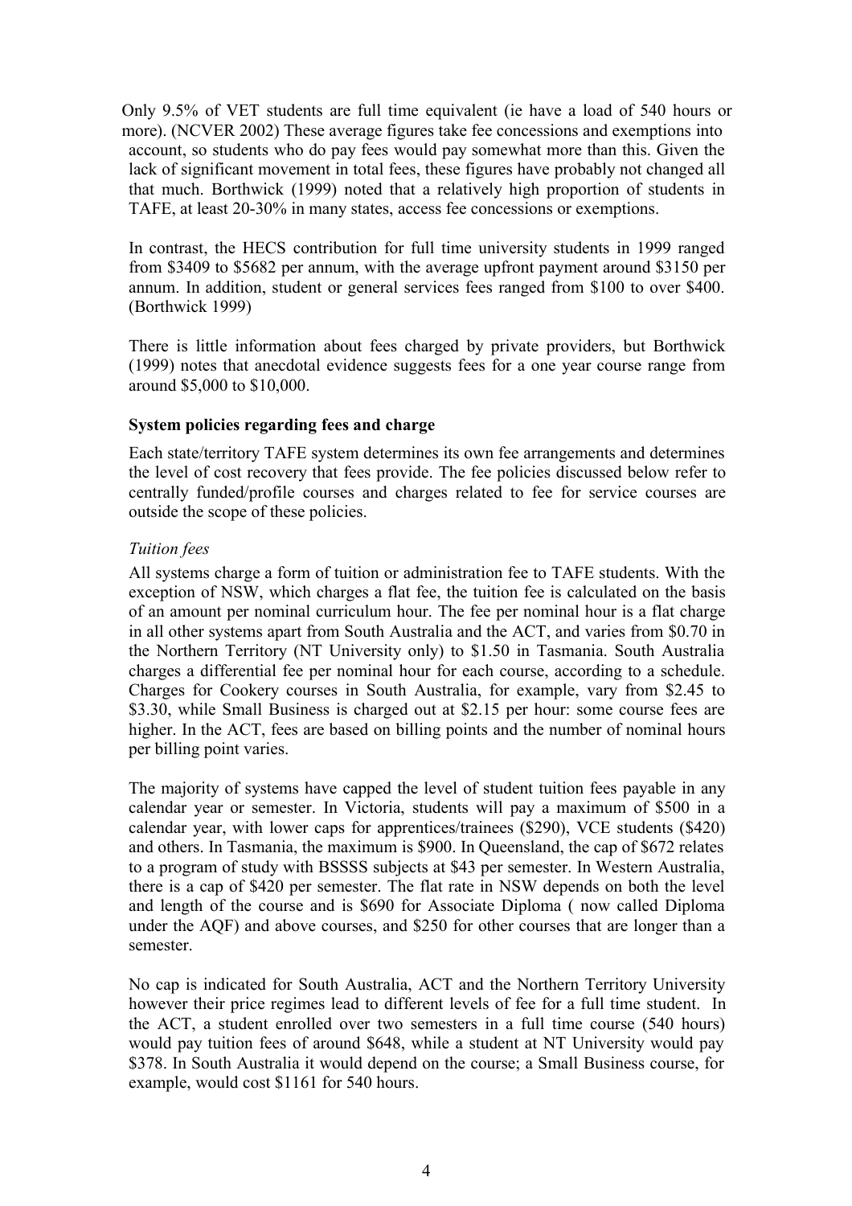Only 9.5% of VET students are full time equivalent (ie have a load of 540 hours or more). (NCVER 2002) These average figures take fee concessions and exemptions into account, so students who do pay fees would pay somewhat more than this. Given the lack of significant movement in total fees, these figures have probably not changed all that much. Borthwick (1999) noted that a relatively high proportion of students in TAFE, at least 20-30% in many states, access fee concessions or exemptions.

In contrast, the HECS contribution for full time university students in 1999 ranged from $3409 to $5682 per annum, with the average upfront payment around $3150 per annum. In addition, student or general services fees ranged from $100 to over $400. (Borthwick 1999)

There is little information about fees charged by private providers, but Borthwick (1999) notes that anecdotal evidence suggests fees for a one year course range from around $5,000 to $10,000.

**System policies regarding fees and charge**

Each state/territory TAFE system determines its own fee arrangements and determines the level of cost recovery that fees provide. The fee policies discussed below refer to centrally funded/profile courses and charges related to fee for service courses are outside the scope of these policies.

*Tuition fees*

All systems charge a form of tuition or administration fee to TAFE students. With the exception of NSW, which charges a flat fee, the tuition fee is calculated on the basis of an amount per nominal curriculum hour. The fee per nominal hour is a flat charge in all other systems apart from South Australia and the ACT, and varies from $0.70 in the Northern Territory (NT University only) to $1.50 in Tasmania. South Australia charges a differential fee per nominal hour for each course, according to a schedule. Charges for Cookery courses in South Australia, for example, vary from $2.45 to $3.30, while Small Business is charged out at $2.15 per hour: some course fees are higher. In the ACT, fees are based on billing points and the number of nominal hours per billing point varies.

The majority of systems have capped the level of student tuition fees payable in any calendar year or semester. In Victoria, students will pay a maximum of $500 in a calendar year, with lower caps for apprentices/trainees ($290), VCE students ($420) and others. In Tasmania, the maximum is $900. In Queensland, the cap of $672 relates to a program of study with BSSSS subjects at $43 per semester. In Western Australia, there is a cap of $420 per semester. The flat rate in NSW depends on both the level and length of the course and is $690 for Associate Diploma ( now called Diploma under the AQF) and above courses, and $250 for other courses that are longer than a semester.

No cap is indicated for South Australia, ACT and the Northern Territory University however their price regimes lead to different levels of fee for a full time student. In the ACT, a student enrolled over two semesters in a full time course (540 hours) would pay tuition fees of around $648, while a student at NT University would pay $378. In South Australia it would depend on the course; a Small Business course, for example, would cost $1161 for 540 hours.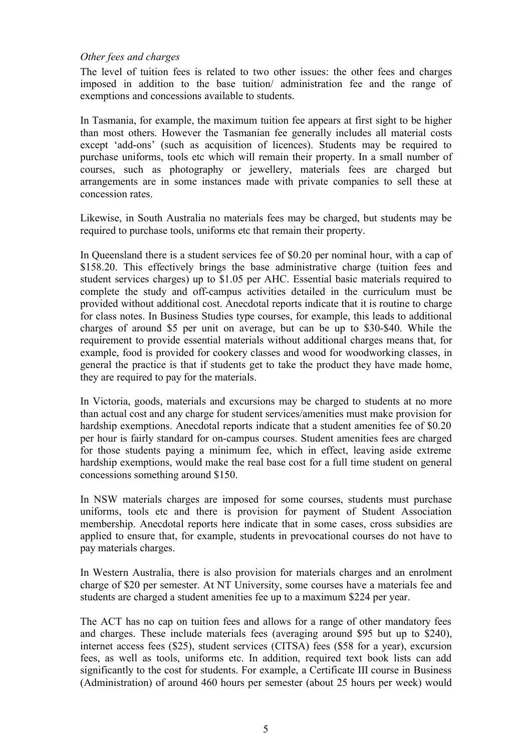*Other fees and charges*

The level of tuition fees is related to two other issues: the other fees and charges imposed in addition to the base tuition/ administration fee and the range of exemptions and concessions available to students.

In Tasmania, for example, the maximum tuition fee appears at first sight to be higher than most others. However the Tasmanian fee generally includes all material costs except 'add-ons' (such as acquisition of licences). Students may be required to purchase uniforms, tools etc which will remain their property. In a small number of courses, such as photography or jewellery, materials fees are charged but arrangements are in some instances made with private companies to sell these at concession rates.

Likewise, in South Australia no materials fees may be charged, but students may be required to purchase tools, uniforms etc that remain their property.

In Queensland there is a student services fee of $0.20 per nominal hour, with a cap of $158.20. This effectively brings the base administrative charge (tuition fees and student services charges) up to $1.05 per AHC. Essential basic materials required to complete the study and off-campus activities detailed in the curriculum must be provided without additional cost. Anecdotal reports indicate that it is routine to charge for class notes. In Business Studies type courses, for example, this leads to additional charges of around $5 per unit on average, but can be up to $30-$40. While the requirement to provide essential materials without additional charges means that, for example, food is provided for cookery classes and wood for woodworking classes, in general the practice is that if students get to take the product they have made home, they are required to pay for the materials.

In Victoria, goods, materials and excursions may be charged to students at no more than actual cost and any charge for student services/amenities must make provision for hardship exemptions. Anecdotal reports indicate that a student amenities fee of $0.20 per hour is fairly standard for on-campus courses. Student amenities fees are charged for those students paying a minimum fee, which in effect, leaving aside extreme hardship exemptions, would make the real base cost for a full time student on general concessions something around $150.

In NSW materials charges are imposed for some courses, students must purchase uniforms, tools etc and there is provision for payment of Student Association membership. Anecdotal reports here indicate that in some cases, cross subsidies are applied to ensure that, for example, students in prevocational courses do not have to pay materials charges.

In Western Australia, there is also provision for materials charges and an enrolment charge of $20 per semester. At NT University, some courses have a materials fee and students are charged a student amenities fee up to a maximum $224 per year.

The ACT has no cap on tuition fees and allows for a range of other mandatory fees and charges. These include materials fees (averaging around $95 but up to $240), internet access fees ($25), student services (CITSA) fees ($58 for a year), excursion fees, as well as tools, uniforms etc. In addition, required text book lists can add significantly to the cost for students. For example, a Certificate III course in Business (Administration) of around 460 hours per semester (about 25 hours per week) would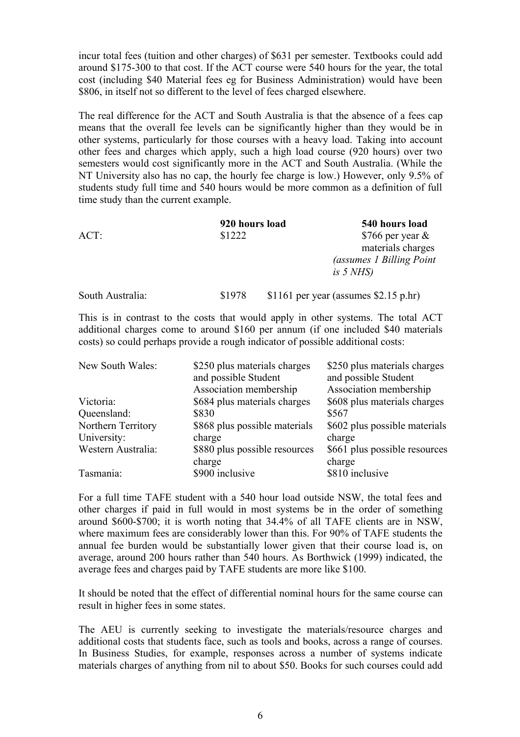incur total fees (tuition and other charges) of $631 per semester. Textbooks could add around $175-300 to that cost. If the ACT course were 540 hours for the year, the total cost (including $40 Material fees eg for Business Administration) would have been $806, in itself not so different to the level of fees charged elsewhere.

The real difference for the ACT and South Australia is that the absence of a fees cap means that the overall fee levels can be significantly higher than they would be in other systems, particularly for those courses with a heavy load. Taking into account other fees and charges which apply, such a high load course (920 hours) over two semesters would cost significantly more in the ACT and South Australia. (While the NT University also has no cap, the hourly fee charge is low.) However, only 9.5% of students study full time and 540 hours would be more common as a definition of full time study than the current example.

| | **920 hours load** | **540 hours load** |
|---|---|---|
| ACT: | $1222 | $766 per year & materials charges *(assumes 1 Billing Point is 5 NHS)* |
| South Australia: | $1978 | $1161 per year (assumes $2.15 p.hr) |

This is in contrast to the costs that would apply in other systems. The total ACT additional charges come to around $160 per annum (if one included $40 materials costs) so could perhaps provide a rough indicator of possible additional costs:

| | | |
|---|---|---|
| New South Wales: | $250 plus materials charges and possible Student Association membership | $250 plus materials charges and possible Student Association membership |
| Victoria: | $684 plus materials charges | $608 plus materials charges |
| Queensland: | $830 | $567 |
| Northern Territory University: | $868 plus possible materials charge | $602 plus possible materials charge |
| Western Australia: | $880 plus possible resources charge | $661 plus possible resources charge |
| Tasmania: | $900 inclusive | $810 inclusive |

For a full time TAFE student with a 540 hour load outside NSW, the total fees and other charges if paid in full would in most systems be in the order of something around $600-$700; it is worth noting that 34.4% of all TAFE clients are in NSW, where maximum fees are considerably lower than this. For 90% of TAFE students the annual fee burden would be substantially lower given that their course load is, on average, around 200 hours rather than 540 hours. As Borthwick (1999) indicated, the average fees and charges paid by TAFE students are more like $100.

It should be noted that the effect of differential nominal hours for the same course can result in higher fees in some states.

The AEU is currently seeking to investigate the materials/resource charges and additional costs that students face, such as tools and books, across a range of courses. In Business Studies, for example, responses across a number of systems indicate materials charges of anything from nil to about $50. Books for such courses could add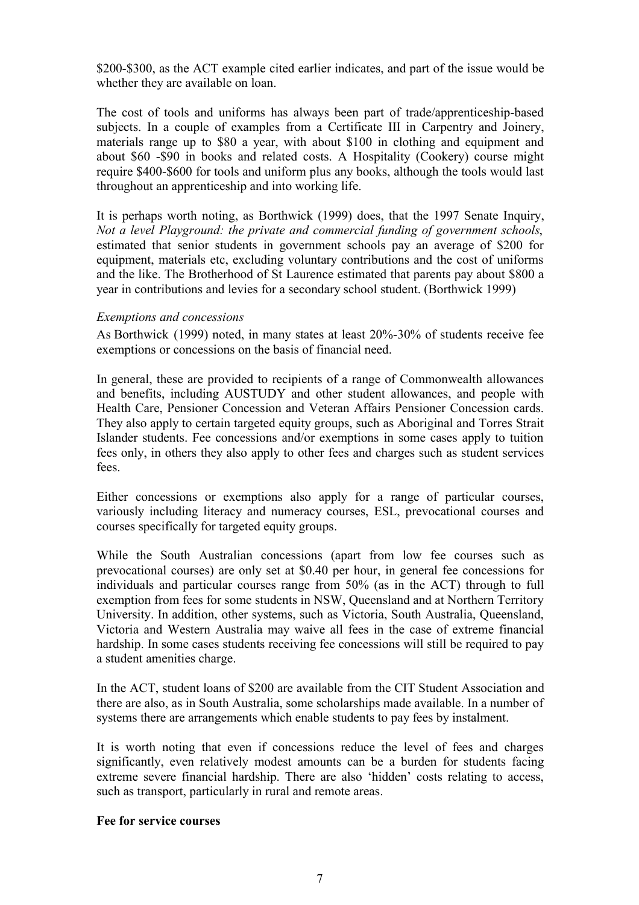$200-$300, as the ACT example cited earlier indicates, and part of the issue would be whether they are available on loan.

The cost of tools and uniforms has always been part of trade/apprenticeship-based subjects. In a couple of examples from a Certificate III in Carpentry and Joinery, materials range up to $80 a year, with about $100 in clothing and equipment and about $60 -$90 in books and related costs. A Hospitality (Cookery) course might require $400-$600 for tools and uniform plus any books, although the tools would last throughout an apprenticeship and into working life.

It is perhaps worth noting, as Borthwick (1999) does, that the 1997 Senate Inquiry, *Not a level Playground: the private and commercial funding of government schools*, estimated that senior students in government schools pay an average of $200 for equipment, materials etc, excluding voluntary contributions and the cost of uniforms and the like. The Brotherhood of St Laurence estimated that parents pay about $800 a year in contributions and levies for a secondary school student. (Borthwick 1999)

*Exemptions and concessions*

As Borthwick (1999) noted, in many states at least 20%-30% of students receive fee exemptions or concessions on the basis of financial need.

In general, these are provided to recipients of a range of Commonwealth allowances and benefits, including AUSTUDY and other student allowances, and people with Health Care, Pensioner Concession and Veteran Affairs Pensioner Concession cards. They also apply to certain targeted equity groups, such as Aboriginal and Torres Strait Islander students. Fee concessions and/or exemptions in some cases apply to tuition fees only, in others they also apply to other fees and charges such as student services fees.

Either concessions or exemptions also apply for a range of particular courses, variously including literacy and numeracy courses, ESL, prevocational courses and courses specifically for targeted equity groups.

While the South Australian concessions (apart from low fee courses such as prevocational courses) are only set at $0.40 per hour, in general fee concessions for individuals and particular courses range from 50% (as in the ACT) through to full exemption from fees for some students in NSW, Queensland and at Northern Territory University. In addition, other systems, such as Victoria, South Australia, Queensland, Victoria and Western Australia may waive all fees in the case of extreme financial hardship. In some cases students receiving fee concessions will still be required to pay a student amenities charge.

In the ACT, student loans of $200 are available from the CIT Student Association and there are also, as in South Australia, some scholarships made available. In a number of systems there are arrangements which enable students to pay fees by instalment.

It is worth noting that even if concessions reduce the level of fees and charges significantly, even relatively modest amounts can be a burden for students facing extreme severe financial hardship. There are also 'hidden' costs relating to access, such as transport, particularly in rural and remote areas.

**Fee for service courses**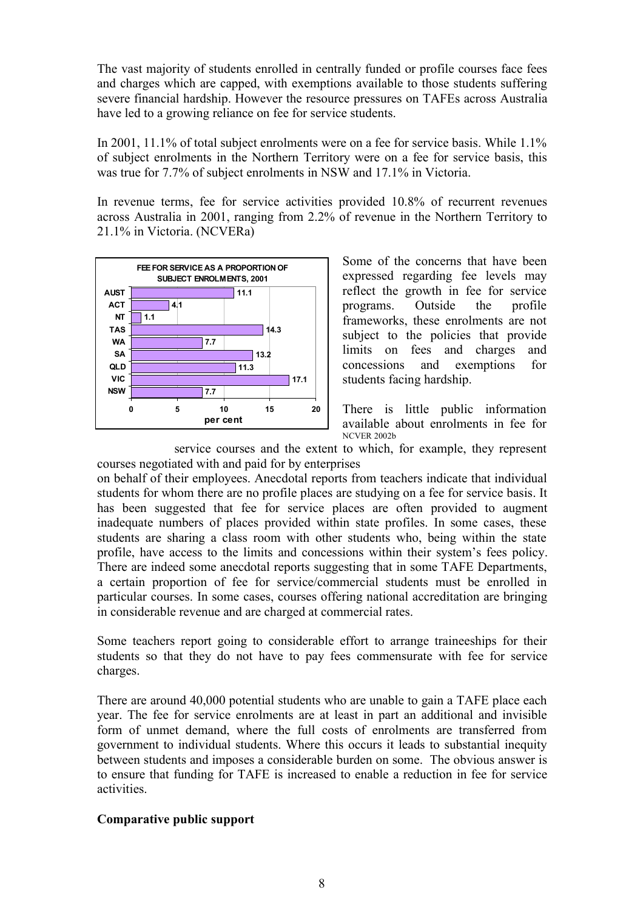The vast majority of students enrolled in centrally funded or profile courses face fees and charges which are capped, with exemptions available to those students suffering severe financial hardship. However the resource pressures on TAFEs across Australia have led to a growing reliance on fee for service students.

In 2001, 11.1% of total subject enrolments were on a fee for service basis. While 1.1% of subject enrolments in the Northern Territory were on a fee for service basis, this was true for 7.7% of subject enrolments in NSW and 17.1% in Victoria.

In revenue terms, fee for service activities provided 10.8% of recurrent revenues across Australia in 2001, ranging from 2.2% of revenue in the Northern Territory to 21.1% in Victoria. (NCVERa)

**FEE FOR SERVICE AS A PROPORTION OF SUBJECT ENROLMENTS, 2001**

| | per cent |
|---|---|
| AUST | 11.1 |
| ACT | 4.1 |
| NT | 1.1 |
| TAS | 14.3 |
| WA | 7.7 |
| SA | 13.2 |
| QLD | 11.3 |
| VIC | 17.1 |
| NSW | 7.7 |

NCVER 2002b

Some of the concerns that have been expressed regarding fee levels may reflect the growth in fee for service programs. Outside the profile frameworks, these enrolments are not subject to the policies that provide limits on fees and charges and concessions and exemptions for students facing hardship.

There is little public information available about enrolments in fee for service courses and the extent to which, for example, they represent courses negotiated with and paid for by enterprises on behalf of their employees. Anecdotal reports from teachers indicate that individual students for whom there are no profile places are studying on a fee for service basis. It has been suggested that fee for service places are often provided to augment inadequate numbers of places provided within state profiles. In some cases, these students are sharing a class room with other students who, being within the state profile, have access to the limits and concessions within their system's fees policy. There are indeed some anecdotal reports suggesting that in some TAFE Departments, a certain proportion of fee for service/commercial students must be enrolled in particular courses. In some cases, courses offering national accreditation are bringing in considerable revenue and are charged at commercial rates.

Some teachers report going to considerable effort to arrange traineeships for their students so that they do not have to pay fees commensurate with fee for service charges.

There are around 40,000 potential students who are unable to gain a TAFE place each year. The fee for service enrolments are at least in part an additional and invisible form of unmet demand, where the full costs of enrolments are transferred from government to individual students. Where this occurs it leads to substantial inequity between students and imposes a considerable burden on some. The obvious answer is to ensure that funding for TAFE is increased to enable a reduction in fee for service activities.

**Comparative public support**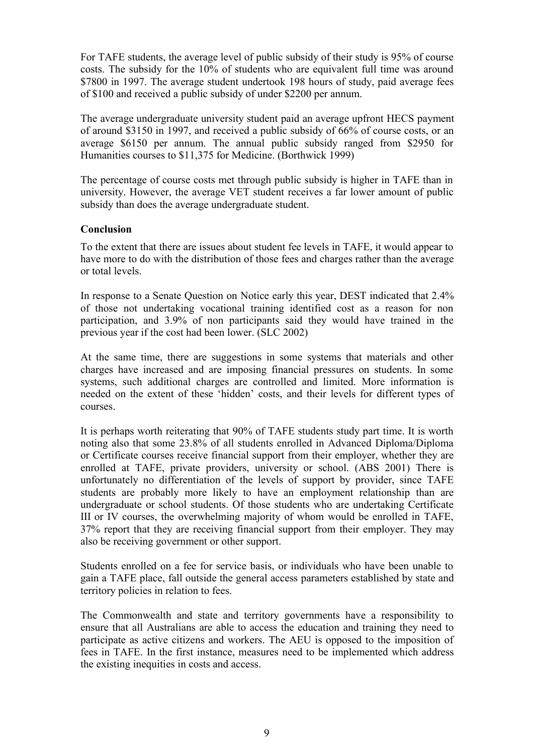For TAFE students, the average level of public subsidy of their study is 95% of course costs. The subsidy for the 10% of students who are equivalent full time was around $7800 in 1997. The average student undertook 198 hours of study, paid average fees of $100 and received a public subsidy of under $2200 per annum.

The average undergraduate university student paid an average upfront HECS payment of around $3150 in 1997, and received a public subsidy of 66% of course costs, or an average $6150 per annum. The annual public subsidy ranged from $2950 for Humanities courses to $11,375 for Medicine. (Borthwick 1999)

The percentage of course costs met through public subsidy is higher in TAFE than in university. However, the average VET student receives a far lower amount of public subsidy than does the average undergraduate student.

**Conclusion**

To the extent that there are issues about student fee levels in TAFE, it would appear to have more to do with the distribution of those fees and charges rather than the average or total levels.

In response to a Senate Question on Notice early this year, DEST indicated that 2.4% of those not undertaking vocational training identified cost as a reason for non participation, and 3.9% of non participants said they would have trained in the previous year if the cost had been lower. (SLC 2002)

At the same time, there are suggestions in some systems that materials and other charges have increased and are imposing financial pressures on students. In some systems, such additional charges are controlled and limited. More information is needed on the extent of these 'hidden' costs, and their levels for different types of courses.

It is perhaps worth reiterating that 90% of TAFE students study part time. It is worth noting also that some 23.8% of all students enrolled in Advanced Diploma/Diploma or Certificate courses receive financial support from their employer, whether they are enrolled at TAFE, private providers, university or school. (ABS 2001) There is unfortunately no differentiation of the levels of support by provider, since TAFE students are probably more likely to have an employment relationship than are undergraduate or school students. Of those students who are undertaking Certificate III or IV courses, the overwhelming majority of whom would be enrolled in TAFE, 37% report that they are receiving financial support from their employer. They may also be receiving government or other support.

Students enrolled on a fee for service basis, or individuals who have been unable to gain a TAFE place, fall outside the general access parameters established by state and territory policies in relation to fees.

The Commonwealth and state and territory governments have a responsibility to ensure that all Australians are able to access the education and training they need to participate as active citizens and workers. The AEU is opposed to the imposition of fees in TAFE. In the first instance, measures need to be implemented which address the existing inequities in costs and access.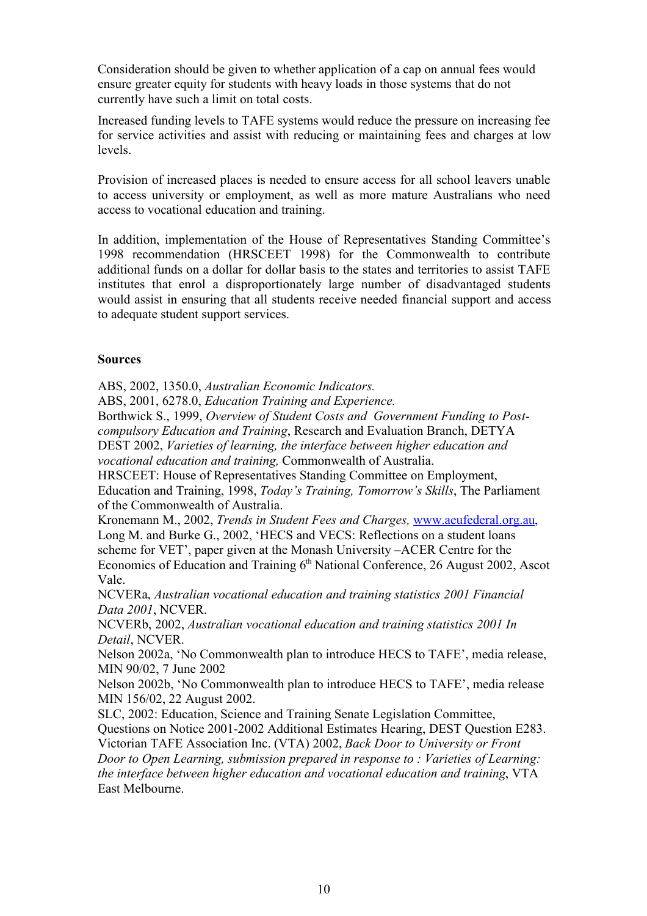Consideration should be given to whether application of a cap on annual fees would ensure greater equity for students with heavy loads in those systems that do not currently have such a limit on total costs.

Increased funding levels to TAFE systems would reduce the pressure on increasing fee for service activities and assist with reducing or maintaining fees and charges at low levels.

Provision of increased places is needed to ensure access for all school leavers unable to access university or employment, as well as more mature Australians who need access to vocational education and training.

In addition, implementation of the House of Representatives Standing Committee's 1998 recommendation (HRSCEET 1998) for the Commonwealth to contribute additional funds on a dollar for dollar basis to the states and territories to assist TAFE institutes that enrol a disproportionately large number of disadvantaged students would assist in ensuring that all students receive needed financial support and access to adequate student support services.

**Sources**

ABS, 2002, 1350.0, *Australian Economic Indicators.*

ABS, 2001, 6278.0, *Education Training and Experience.*

Borthwick S., 1999, *Overview of Student Costs and Government Funding to Post-compulsory Education and Training*, Research and Evaluation Branch, DETYA

DEST 2002, *Varieties of learning, the interface between higher education and vocational education and training,* Commonwealth of Australia.

HRSCEET: House of Representatives Standing Committee on Employment, Education and Training, 1998, *Today's Training, Tomorrow's Skills*, The Parliament of the Commonwealth of Australia.

Kronemann M., 2002, *Trends in Student Fees and Charges,* www.aeufederal.org.au,

Long M. and Burke G., 2002, 'HECS and VECS: Reflections on a student loans scheme for VET', paper given at the Monash University –ACER Centre for the Economics of Education and Training 6th National Conference, 26 August 2002, Ascot Vale.

NCVERa, *Australian vocational education and training statistics 2001 Financial Data 2001*, NCVER.

NCVERb, 2002, *Australian vocational education and training statistics 2001 In Detail*, NCVER.

Nelson 2002a, 'No Commonwealth plan to introduce HECS to TAFE', media release, MIN 90/02, 7 June 2002

Nelson 2002b, 'No Commonwealth plan to introduce HECS to TAFE', media release MIN 156/02, 22 August 2002.

SLC, 2002: Education, Science and Training Senate Legislation Committee, Questions on Notice 2001-2002 Additional Estimates Hearing, DEST Question E283.

Victorian TAFE Association Inc. (VTA) 2002, *Back Door to University or Front Door to Open Learning, submission prepared in response to : Varieties of Learning: the interface between higher education and vocational education and training*, VTA East Melbourne.